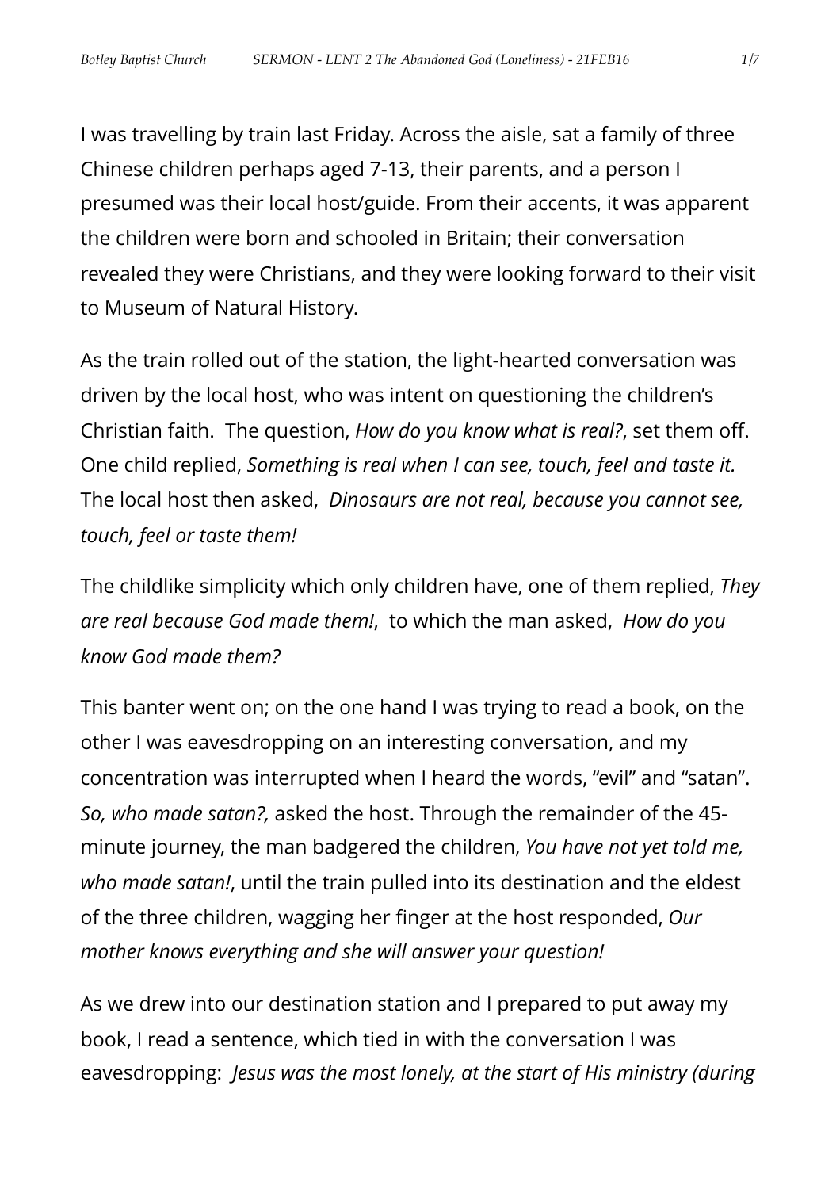I was travelling by train last Friday. Across the aisle, sat a family of three Chinese children perhaps aged 7-13, their parents, and a person I presumed was their local host/guide. From their accents, it was apparent the children were born and schooled in Britain; their conversation revealed they were Christians, and they were looking forward to their visit to Museum of Natural History.

As the train rolled out of the station, the light-hearted conversation was driven by the local host, who was intent on questioning the children's Christian faith. The question, *How do you know what is real?*, set them off. One child replied, *Something is real when I can see, touch, feel and taste it.* The local host then asked, *Dinosaurs are not real, because you cannot see, touch, feel or taste them!*

The childlike simplicity which only children have, one of them replied, *They are real because God made them!*, to which the man asked, *How do you know God made them?*

This banter went on; on the one hand I was trying to read a book, on the other I was eavesdropping on an interesting conversation, and my concentration was interrupted when I heard the words, "evil" and "satan". *So, who made satan?,* asked the host. Through the remainder of the 45-minute journey, the man badgered the children, *You have not yet told me, who made satan!*, until the train pulled into its destination and the eldest of the three children, wagging her finger at the host responded, *Our mother knows everything and she will answer your question!*

As we drew into our destination station and I prepared to put away my book, I read a sentence, which tied in with the conversation I was eavesdropping: *Jesus was the most lonely, at the start of His ministry (during*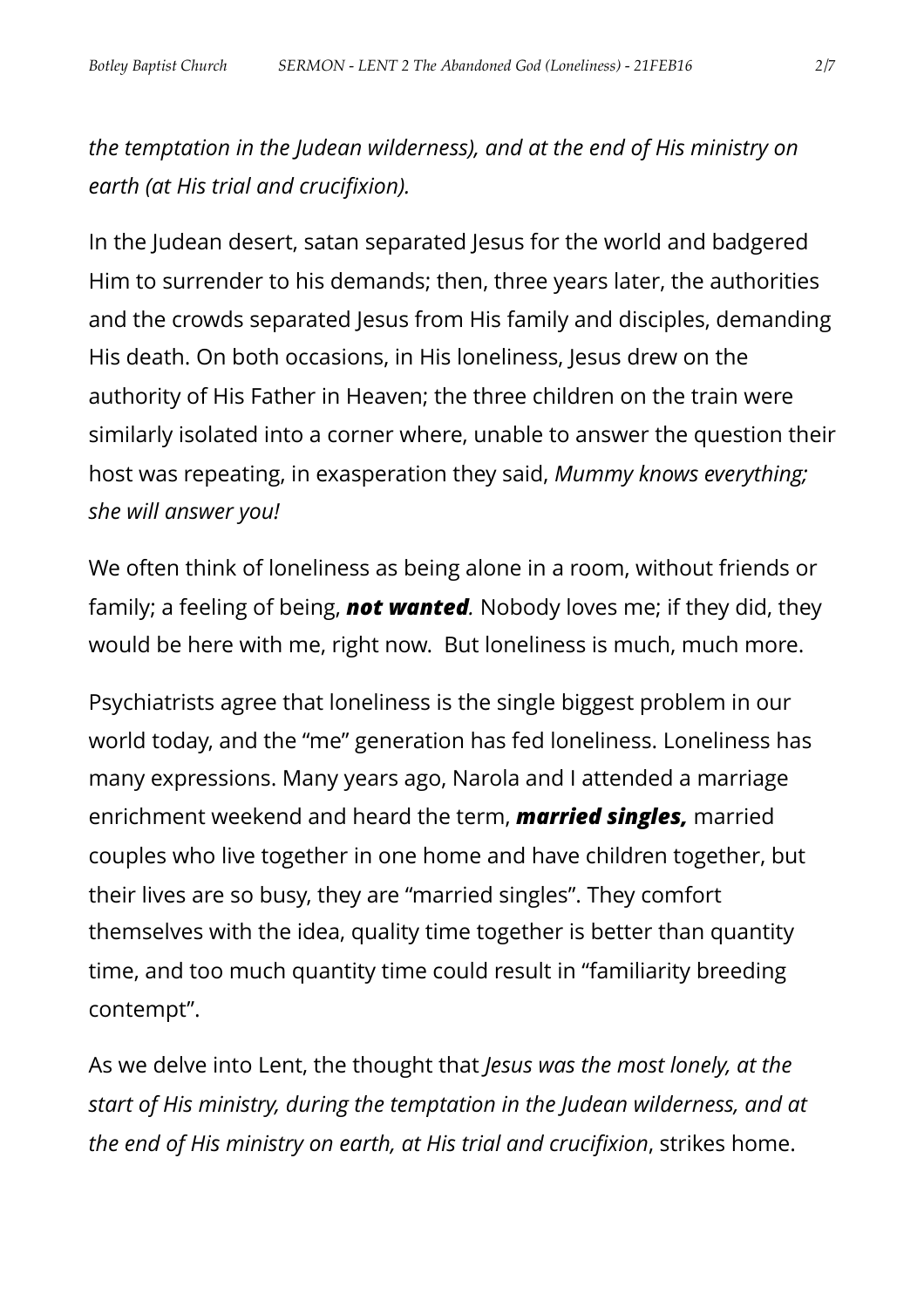*the temptation in the Judean wilderness), and at the end of His ministry on earth (at His trial and crucifixion).*

In the Judean desert, satan separated Jesus for the world and badgered Him to surrender to his demands; then, three years later, the authorities and the crowds separated Jesus from His family and disciples, demanding His death. On both occasions, in His loneliness, Jesus drew on the authority of His Father in Heaven; the three children on the train were similarly isolated into a corner where, unable to answer the question their host was repeating, in exasperation they said, *Mummy knows everything; she will answer you!*

We often think of loneliness as being alone in a room, without friends or family; a feeling of being, ***not wanted.*** Nobody loves me; if they did, they would be here with me, right now. But loneliness is much, much more.

Psychiatrists agree that loneliness is the single biggest problem in our world today, and the "me" generation has fed loneliness. Loneliness has many expressions. Many years ago, Narola and I attended a marriage enrichment weekend and heard the term, ***married singles,*** married couples who live together in one home and have children together, but their lives are so busy, they are "married singles". They comfort themselves with the idea, quality time together is better than quantity time, and too much quantity time could result in "familiarity breeding contempt".

As we delve into Lent, the thought that *Jesus was the most lonely, at the start of His ministry, during the temptation in the Judean wilderness, and at the end of His ministry on earth, at His trial and crucifixion*, strikes home.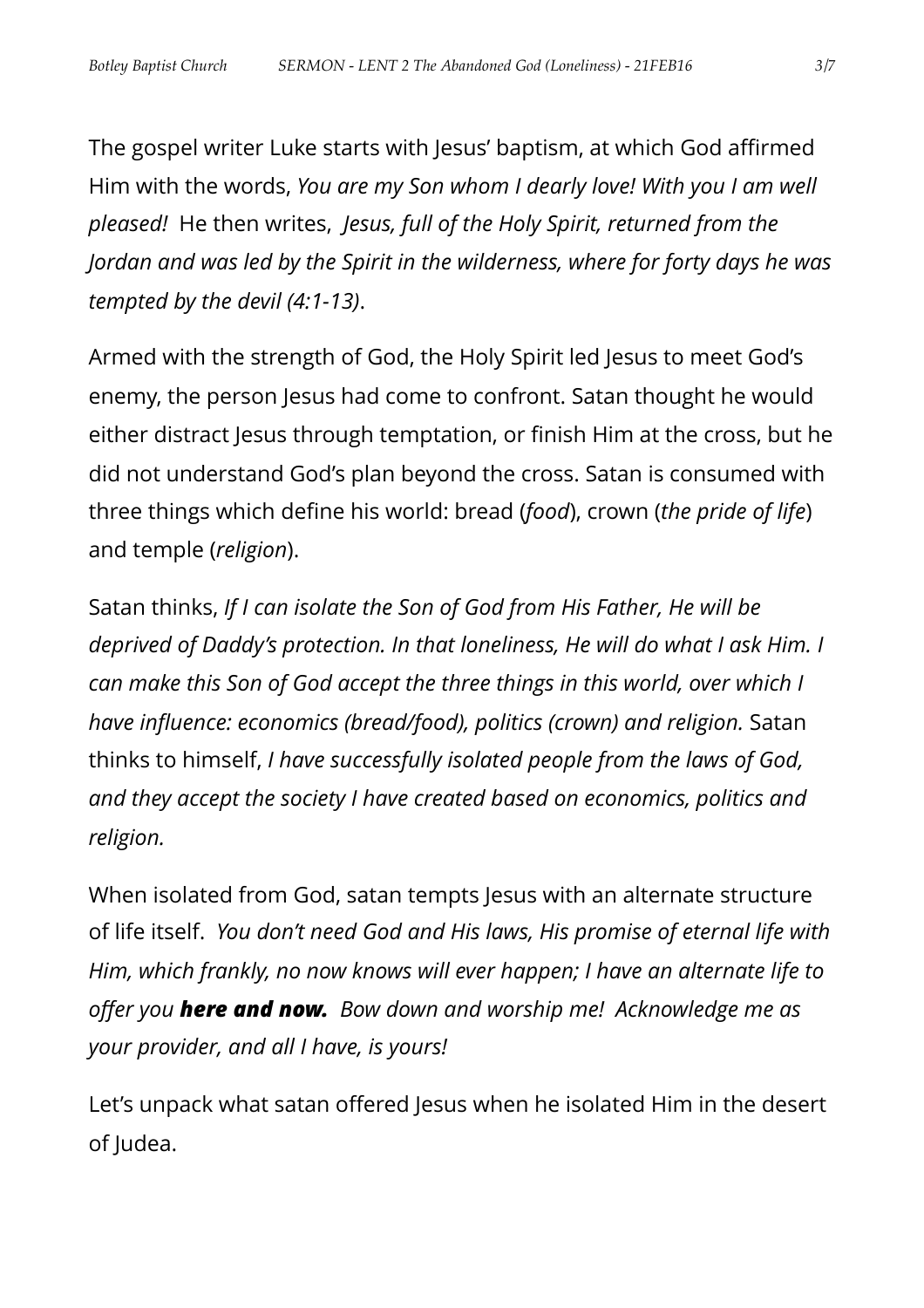The gospel writer Luke starts with Jesus' baptism, at which God affirmed Him with the words, *You are my Son whom I dearly love! With you I am well pleased!* He then writes, *Jesus, full of the Holy Spirit, returned from the Jordan and was led by the Spirit in the wilderness, where for forty days he was tempted by the devil (4:1-13)*.

Armed with the strength of God, the Holy Spirit led Jesus to meet God's enemy, the person Jesus had come to confront. Satan thought he would either distract Jesus through temptation, or finish Him at the cross, but he did not understand God's plan beyond the cross. Satan is consumed with three things which define his world: bread (*food*), crown (*the pride of life*) and temple (*religion*).

Satan thinks, *If I can isolate the Son of God from His Father, He will be deprived of Daddy's protection. In that loneliness, He will do what I ask Him. I can make this Son of God accept the three things in this world, over which I have influence: economics (bread/food), politics (crown) and religion.* Satan thinks to himself, *I have successfully isolated people from the laws of God, and they accept the society I have created based on economics, politics and religion.*

When isolated from God, satan tempts Jesus with an alternate structure of life itself. *You don't need God and His laws, His promise of eternal life with Him, which frankly, no now knows will ever happen; I have an alternate life to offer you **here and now.** Bow down and worship me! Acknowledge me as your provider, and all I have, is yours!*

Let's unpack what satan offered Jesus when he isolated Him in the desert of Judea.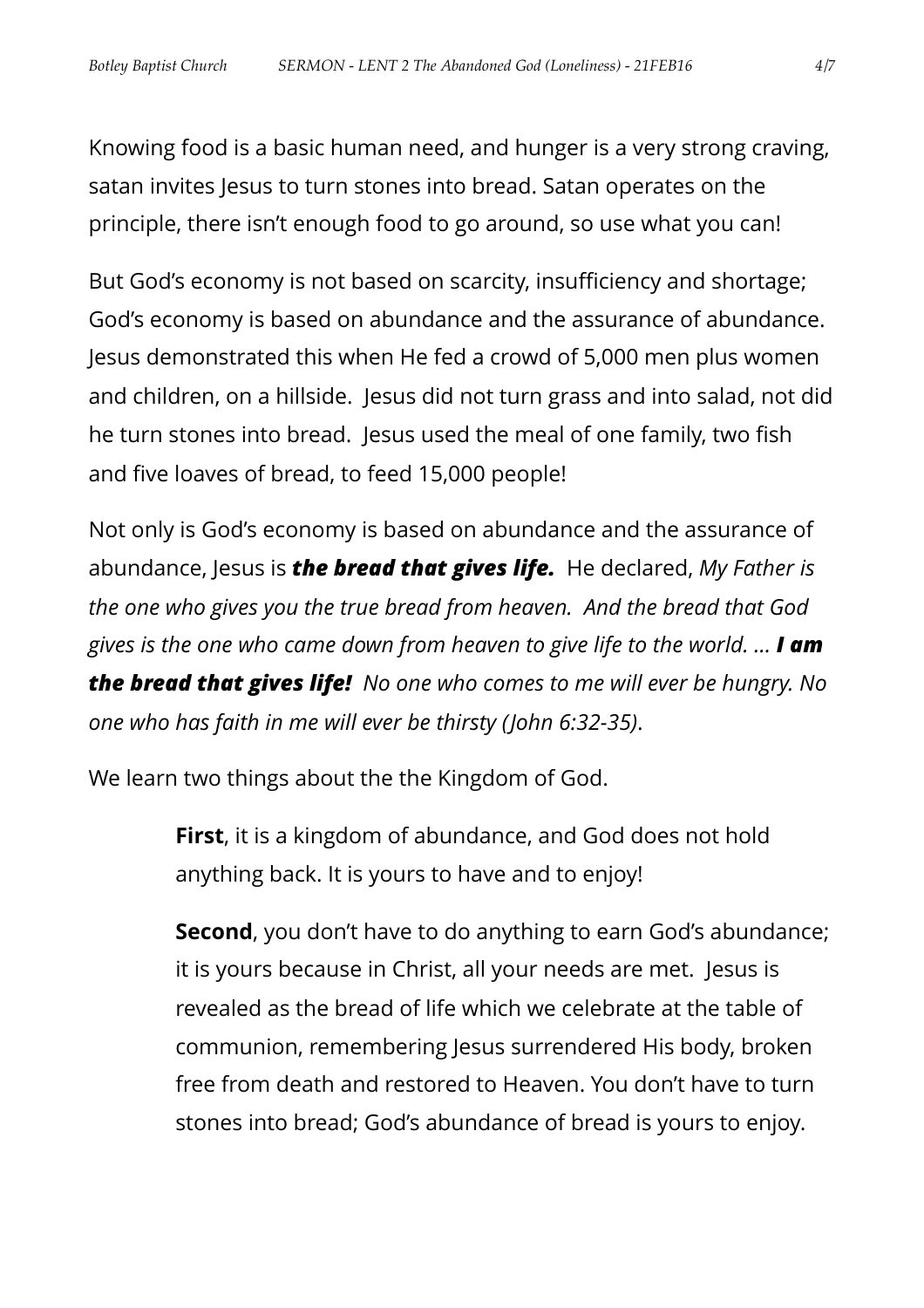Knowing food is a basic human need, and hunger is a very strong craving, satan invites Jesus to turn stones into bread. Satan operates on the principle, there isn't enough food to go around, so use what you can!

But God's economy is not based on scarcity, insufficiency and shortage; God's economy is based on abundance and the assurance of abundance. Jesus demonstrated this when He fed a crowd of 5,000 men plus women and children, on a hillside. Jesus did not turn grass and into salad, not did he turn stones into bread. Jesus used the meal of one family, two fish and five loaves of bread, to feed 15,000 people!

Not only is God's economy is based on abundance and the assurance of abundance, Jesus is ***the bread that gives life.*** He declared, *My Father is the one who gives you the true bread from heaven. And the bread that God gives is the one who came down from heaven to give life to the world. …* ***I am the bread that gives life!*** *No one who comes to me will ever be hungry. No one who has faith in me will ever be thirsty (John 6:32-35)*.

We learn two things about the the Kingdom of God.

> **First**, it is a kingdom of abundance, and God does not hold anything back. It is yours to have and to enjoy!
>
> **Second**, you don't have to do anything to earn God's abundance; it is yours because in Christ, all your needs are met. Jesus is revealed as the bread of life which we celebrate at the table of communion, remembering Jesus surrendered His body, broken free from death and restored to Heaven. You don't have to turn stones into bread; God's abundance of bread is yours to enjoy.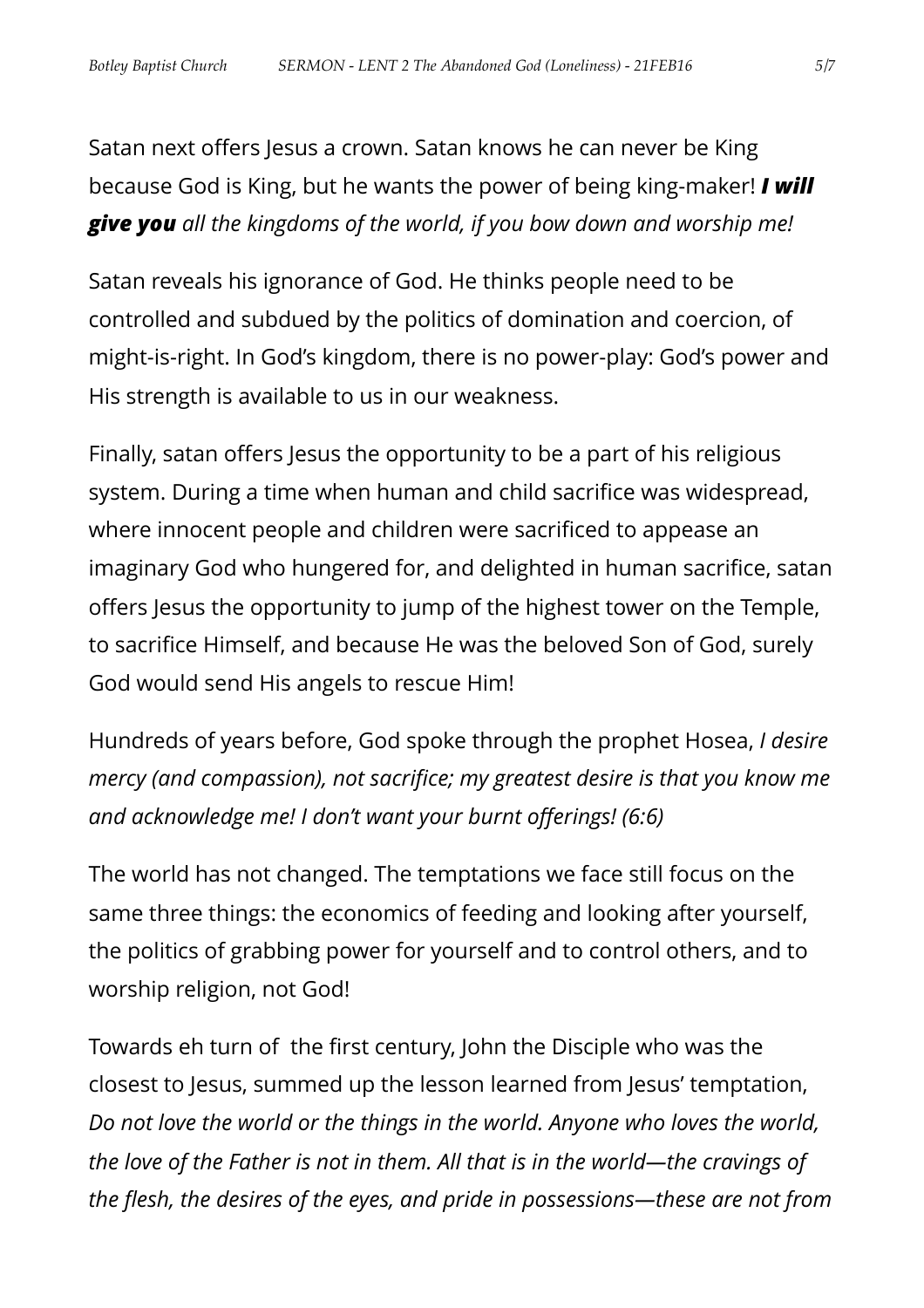Satan next offers Jesus a crown. Satan knows he can never be King because God is King, but he wants the power of being king-maker! ***I will give you*** *all the kingdoms of the world, if you bow down and worship me!*

Satan reveals his ignorance of God. He thinks people need to be controlled and subdued by the politics of domination and coercion, of might-is-right. In God's kingdom, there is no power-play: God's power and His strength is available to us in our weakness.

Finally, satan offers Jesus the opportunity to be a part of his religious system. During a time when human and child sacrifice was widespread, where innocent people and children were sacrificed to appease an imaginary God who hungered for, and delighted in human sacrifice, satan offers Jesus the opportunity to jump of the highest tower on the Temple, to sacrifice Himself, and because He was the beloved Son of God, surely God would send His angels to rescue Him!

Hundreds of years before, God spoke through the prophet Hosea, *I desire mercy (and compassion), not sacrifice; my greatest desire is that you know me and acknowledge me! I don't want your burnt offerings! (6:6)*

The world has not changed. The temptations we face still focus on the same three things: the economics of feeding and looking after yourself, the politics of grabbing power for yourself and to control others, and to worship religion, not God!

Towards eh turn of  the first century, John the Disciple who was the closest to Jesus, summed up the lesson learned from Jesus' temptation, *Do not love the world or the things in the world. Anyone who loves the world, the love of the Father is not in them. All that is in the world—the cravings of the flesh, the desires of the eyes, and pride in possessions—these are not from*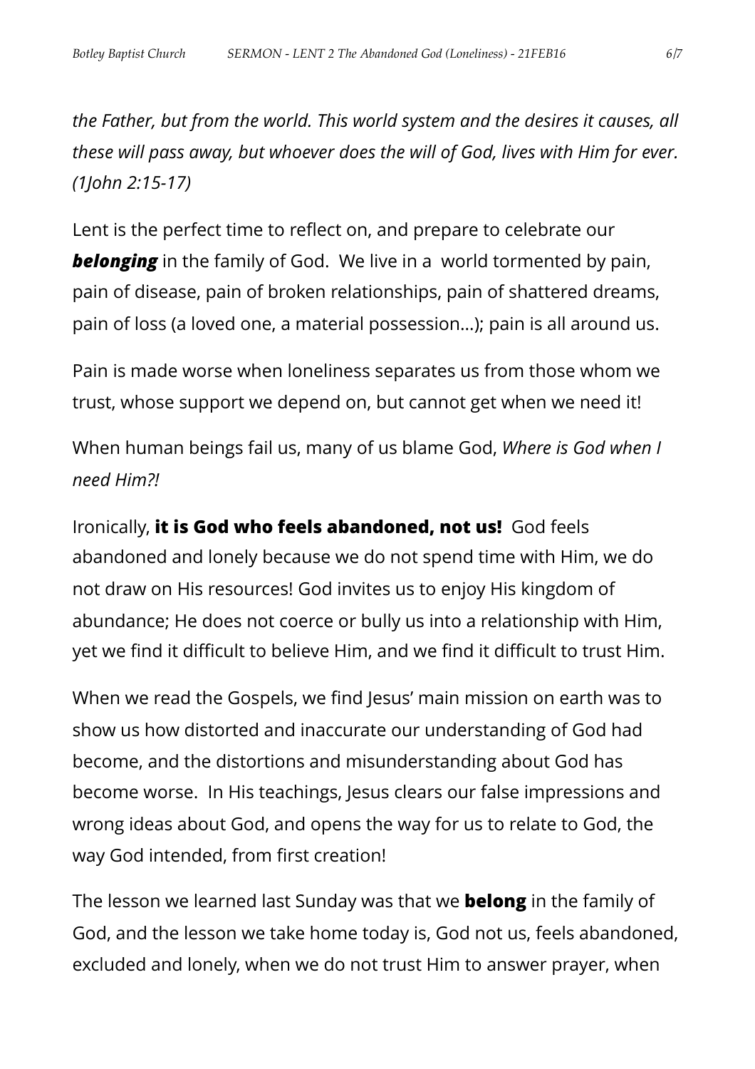*the Father, but from the world. This world system and the desires it causes, all these will pass away, but whoever does the will of God, lives with Him for ever. (1John 2:15-17)*

Lent is the perfect time to reflect on, and prepare to celebrate our ***belonging*** in the family of God. We live in a world tormented by pain, pain of disease, pain of broken relationships, pain of shattered dreams, pain of loss (a loved one, a material possession…); pain is all around us.

Pain is made worse when loneliness separates us from those whom we trust, whose support we depend on, but cannot get when we need it!

When human beings fail us, many of us blame God, *Where is God when I need Him?!*

Ironically, **it is God who feels abandoned, not us!** God feels abandoned and lonely because we do not spend time with Him, we do not draw on His resources! God invites us to enjoy His kingdom of abundance; He does not coerce or bully us into a relationship with Him, yet we find it difficult to believe Him, and we find it difficult to trust Him.

When we read the Gospels, we find Jesus' main mission on earth was to show us how distorted and inaccurate our understanding of God had become, and the distortions and misunderstanding about God has become worse. In His teachings, Jesus clears our false impressions and wrong ideas about God, and opens the way for us to relate to God, the way God intended, from first creation!

The lesson we learned last Sunday was that we **belong** in the family of God, and the lesson we take home today is, God not us, feels abandoned, excluded and lonely, when we do not trust Him to answer prayer, when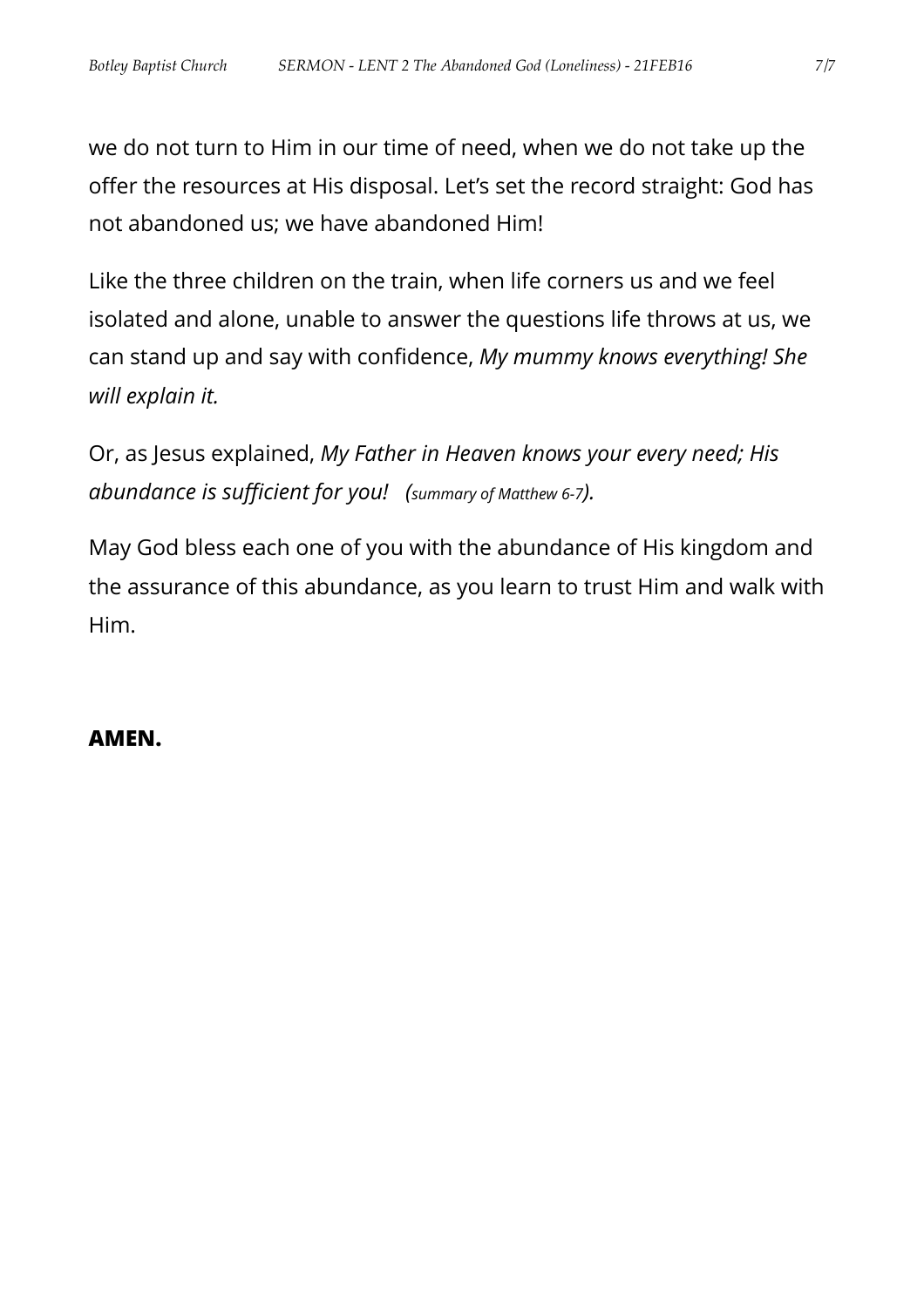we do not turn to Him in our time of need, when we do not take up the offer the resources at His disposal. Let's set the record straight: God has not abandoned us; we have abandoned Him!

Like the three children on the train, when life corners us and we feel isolated and alone, unable to answer the questions life throws at us, we can stand up and say with confidence, *My mummy knows everything! She will explain it.*

Or, as Jesus explained, *My Father in Heaven knows your every need; His abundance is sufficient for you! (summary of Matthew 6-7).*

May God bless each one of you with the abundance of His kingdom and the assurance of this abundance, as you learn to trust Him and walk with Him.

**AMEN.**